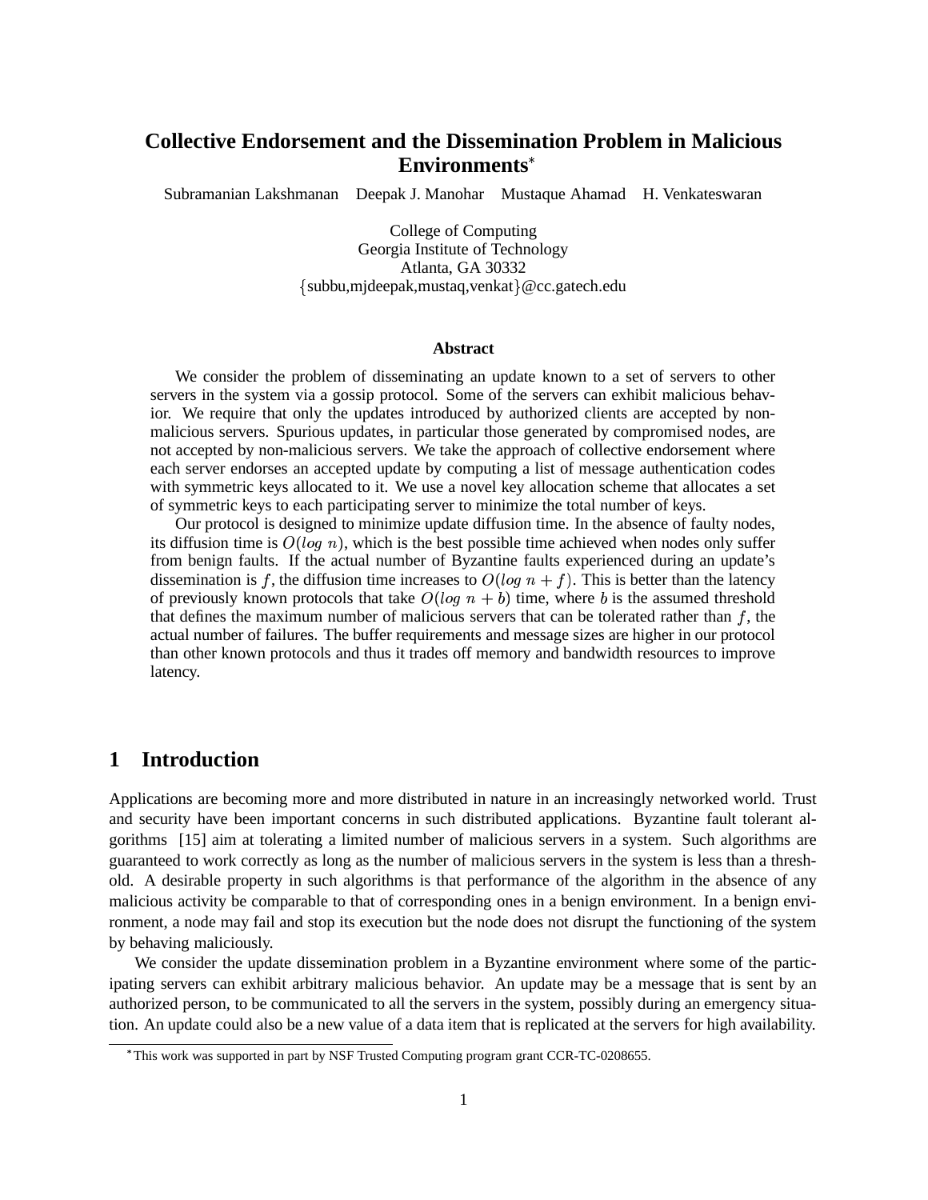# Collective Endorsement and the Dissemination Problem in Malicious Environments*

Subramanian Lakshmanan Deepak J. Manohar Mustaque Ahamad H. Venkateswaran

College of Computing
Georgia Institute of Technology
Atlanta, GA 30332
{subbu,mjdeepak,mustaq,venkat}@cc.gatech.edu

### Abstract

We consider the problem of disseminating an update known to a set of servers to other servers in the system via a gossip protocol. Some of the servers can exhibit malicious behavior. We require that only the updates introduced by authorized clients are accepted by non-malicious servers. Spurious updates, in particular those generated by compromised nodes, are not accepted by non-malicious servers. We take the approach of collective endorsement where each server endorses an accepted update by computing a list of message authentication codes with symmetric keys allocated to it. We use a novel key allocation scheme that allocates a set of symmetric keys to each participating server to minimize the total number of keys.

Our protocol is designed to minimize update diffusion time. In the absence of faulty nodes, its diffusion time is $O(log\ n)$, which is the best possible time achieved when nodes only suffer from benign faults. If the actual number of Byzantine faults experienced during an update's dissemination is $f$, the diffusion time increases to $O(log\ n + f)$. This is better than the latency of previously known protocols that take $O(log\ n + b)$ time, where $b$ is the assumed threshold that defines the maximum number of malicious servers that can be tolerated rather than $f$, the actual number of failures. The buffer requirements and message sizes are higher in our protocol than other known protocols and thus it trades off memory and bandwidth resources to improve latency.

## 1 Introduction

Applications are becoming more and more distributed in nature in an increasingly networked world. Trust and security have been important concerns in such distributed applications. Byzantine fault tolerant algorithms [15] aim at tolerating a limited number of malicious servers in a system. Such algorithms are guaranteed to work correctly as long as the number of malicious servers in the system is less than a threshold. A desirable property in such algorithms is that performance of the algorithm in the absence of any malicious activity be comparable to that of corresponding ones in a benign environment. In a benign environment, a node may fail and stop its execution but the node does not disrupt the functioning of the system by behaving maliciously.

We consider the update dissemination problem in a Byzantine environment where some of the participating servers can exhibit arbitrary malicious behavior. An update may be a message that is sent by an authorized person, to be communicated to all the servers in the system, possibly during an emergency situation. An update could also be a new value of a data item that is replicated at the servers for high availability.

*This work was supported in part by NSF Trusted Computing program grant CCR-TC-0208655.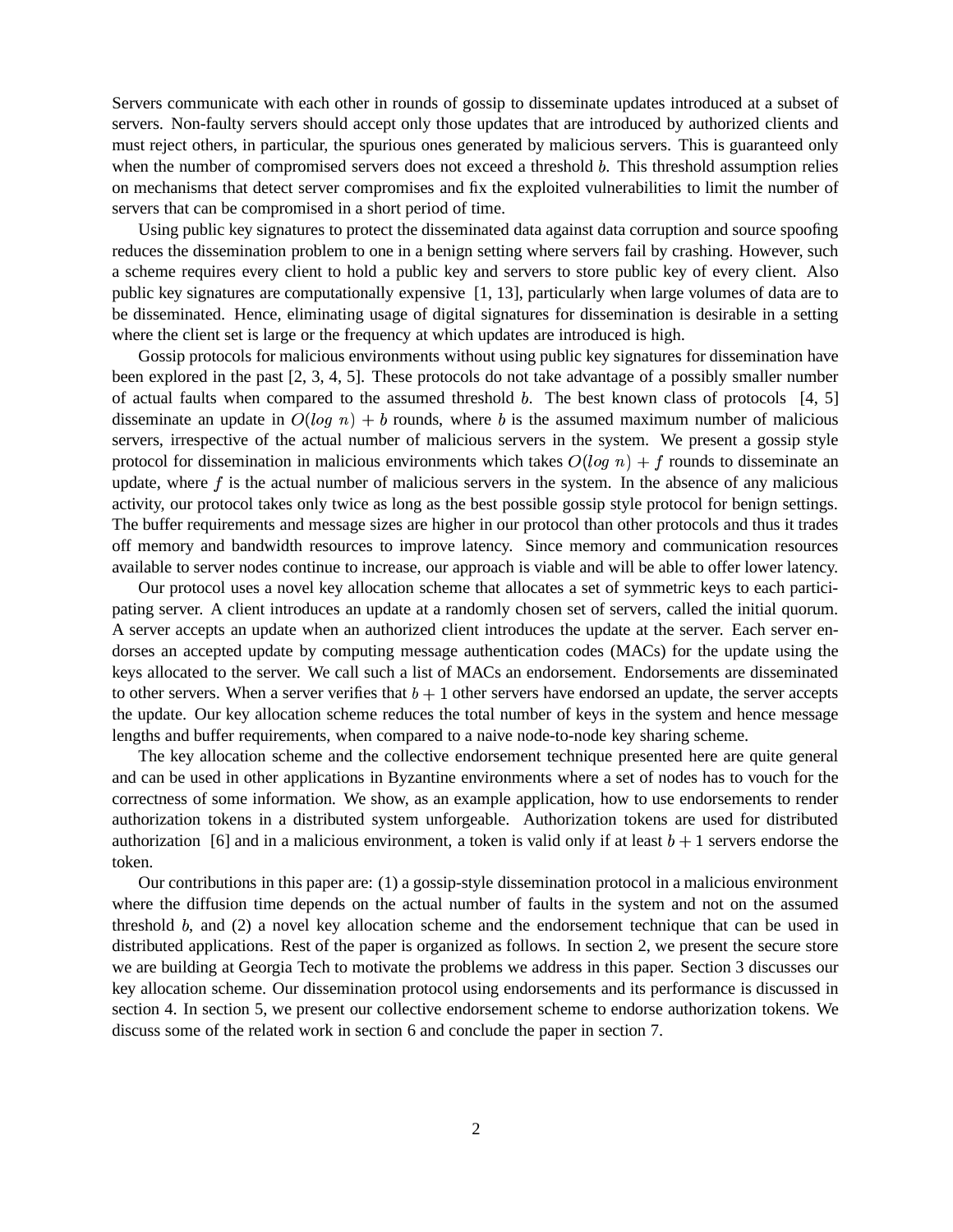Servers communicate with each other in rounds of gossip to disseminate updates introduced at a subset of servers. Non-faulty servers should accept only those updates that are introduced by authorized clients and must reject others, in particular, the spurious ones generated by malicious servers. This is guaranteed only when the number of compromised servers does not exceed a threshold $b$. This threshold assumption relies on mechanisms that detect server compromises and fix the exploited vulnerabilities to limit the number of servers that can be compromised in a short period of time.

Using public key signatures to protect the disseminated data against data corruption and source spoofing reduces the dissemination problem to one in a benign setting where servers fail by crashing. However, such a scheme requires every client to hold a public key and servers to store public key of every client. Also public key signatures are computationally expensive [1, 13], particularly when large volumes of data are to be disseminated. Hence, eliminating usage of digital signatures for dissemination is desirable in a setting where the client set is large or the frequency at which updates are introduced is high.

Gossip protocols for malicious environments without using public key signatures for dissemination have been explored in the past [2, 3, 4, 5]. These protocols do not take advantage of a possibly smaller number of actual faults when compared to the assumed threshold $b$. The best known class of protocols [4, 5] disseminate an update in $O(log\ n) + b$ rounds, where $b$ is the assumed maximum number of malicious servers, irrespective of the actual number of malicious servers in the system. We present a gossip style protocol for dissemination in malicious environments which takes $O(log\ n) + f$ rounds to disseminate an update, where $f$ is the actual number of malicious servers in the system. In the absence of any malicious activity, our protocol takes only twice as long as the best possible gossip style protocol for benign settings. The buffer requirements and message sizes are higher in our protocol than other protocols and thus it trades off memory and bandwidth resources to improve latency. Since memory and communication resources available to server nodes continue to increase, our approach is viable and will be able to offer lower latency.

Our protocol uses a novel key allocation scheme that allocates a set of symmetric keys to each participating server. A client introduces an update at a randomly chosen set of servers, called the initial quorum. A server accepts an update when an authorized client introduces the update at the server. Each server endorses an accepted update by computing message authentication codes (MACs) for the update using the keys allocated to the server. We call such a list of MACs an endorsement. Endorsements are disseminated to other servers. When a server verifies that $b + 1$ other servers have endorsed an update, the server accepts the update. Our key allocation scheme reduces the total number of keys in the system and hence message lengths and buffer requirements, when compared to a naive node-to-node key sharing scheme.

The key allocation scheme and the collective endorsement technique presented here are quite general and can be used in other applications in Byzantine environments where a set of nodes has to vouch for the correctness of some information. We show, as an example application, how to use endorsements to render authorization tokens in a distributed system unforgeable. Authorization tokens are used for distributed authorization [6] and in a malicious environment, a token is valid only if at least $b + 1$ servers endorse the token.

Our contributions in this paper are: (1) a gossip-style dissemination protocol in a malicious environment where the diffusion time depends on the actual number of faults in the system and not on the assumed threshold $b$, and (2) a novel key allocation scheme and the endorsement technique that can be used in distributed applications. Rest of the paper is organized as follows. In section 2, we present the secure store we are building at Georgia Tech to motivate the problems we address in this paper. Section 3 discusses our key allocation scheme. Our dissemination protocol using endorsements and its performance is discussed in section 4. In section 5, we present our collective endorsement scheme to endorse authorization tokens. We discuss some of the related work in section 6 and conclude the paper in section 7.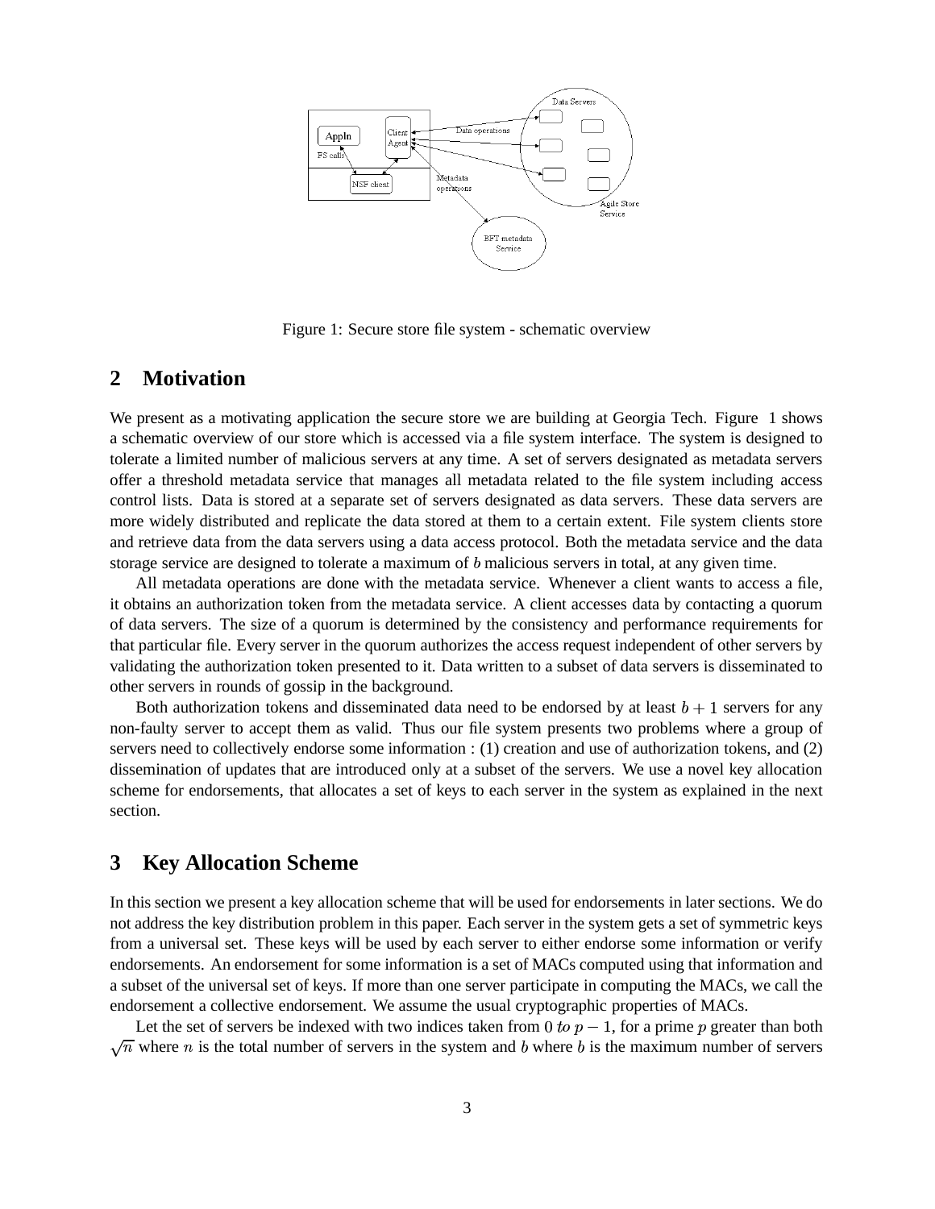Figure 1: Secure store file system - schematic overview

## 2 Motivation

We present as a motivating application the secure store we are building at Georgia Tech. Figure 1 shows a schematic overview of our store which is accessed via a file system interface. The system is designed to tolerate a limited number of malicious servers at any time. A set of servers designated as metadata servers offer a threshold metadata service that manages all metadata related to the file system including access control lists. Data is stored at a separate set of servers designated as data servers. These data servers are more widely distributed and replicate the data stored at them to a certain extent. File system clients store and retrieve data from the data servers using a data access protocol. Both the metadata service and the data storage service are designed to tolerate a maximum of $b$ malicious servers in total, at any given time.

All metadata operations are done with the metadata service. Whenever a client wants to access a file, it obtains an authorization token from the metadata service. A client accesses data by contacting a quorum of data servers. The size of a quorum is determined by the consistency and performance requirements for that particular file. Every server in the quorum authorizes the access request independent of other servers by validating the authorization token presented to it. Data written to a subset of data servers is disseminated to other servers in rounds of gossip in the background.

Both authorization tokens and disseminated data need to be endorsed by at least $b+1$ servers for any non-faulty server to accept them as valid. Thus our file system presents two problems where a group of servers need to collectively endorse some information : (1) creation and use of authorization tokens, and (2) dissemination of updates that are introduced only at a subset of the servers. We use a novel key allocation scheme for endorsements, that allocates a set of keys to each server in the system as explained in the next section.

## 3 Key Allocation Scheme

In this section we present a key allocation scheme that will be used for endorsements in later sections. We do not address the key distribution problem in this paper. Each server in the system gets a set of symmetric keys from a universal set. These keys will be used by each server to either endorse some information or verify endorsements. An endorsement for some information is a set of MACs computed using that information and a subset of the universal set of keys. If more than one server participate in computing the MACs, we call the endorsement a collective endorsement. We assume the usual cryptographic properties of MACs.

Let the set of servers be indexed with two indices taken from $0$ *to* $p-1$, for a prime $p$ greater than both $\sqrt{n}$ where $n$ is the total number of servers in the system and $b$ where $b$ is the maximum number of servers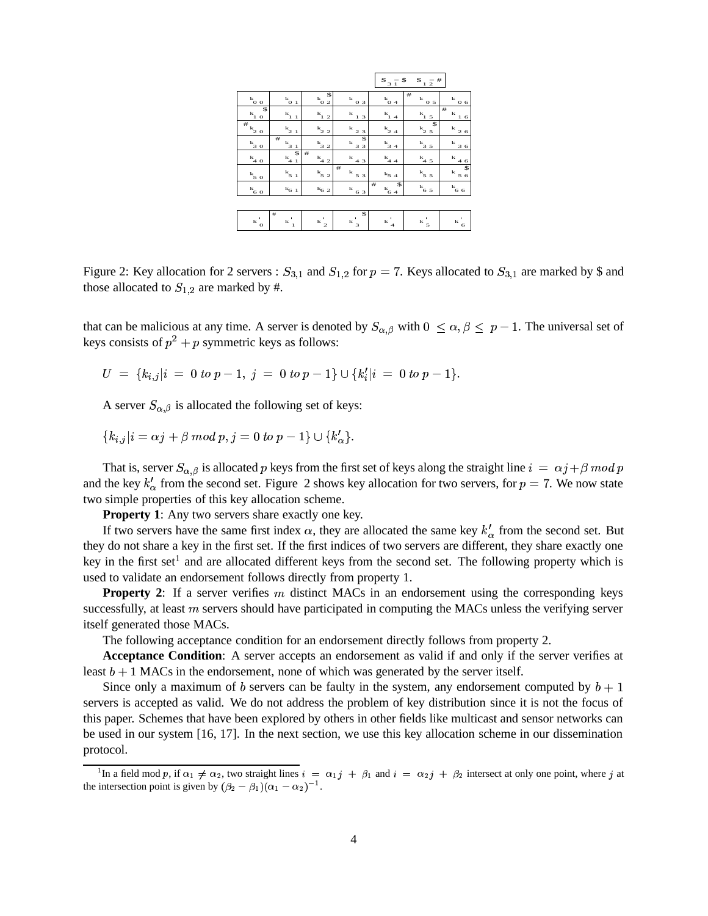$S_{3,1}$ – \$  $S_{1,2}$ – #

| | | | | | | |
|---|---|---|---|---|---|---|
| $k_{0\,0}$ | $k_{0\,1}$ | $k_{0\,2}$ \$ | $k_{0\,3}$ | $k_{0\,4}$ | # $k_{0\,5}$ | $k_{0\,6}$ |
| $k_{1\,0}$ \$ | $k_{1\,1}$ | $k_{1\,2}$ | $k_{1\,3}$ | $k_{1\,4}$ | $k_{1\,5}$ | # $k_{1\,6}$ |
| # $k_{2\,0}$ | $k_{2\,1}$ | $k_{2\,2}$ | $k_{2\,3}$ | $k_{2\,4}$ | $k_{2\,5}$ \$ | $k_{2\,6}$ |
| $k_{3\,0}$ | # $k_{3\,1}$ | $k_{3\,2}$ | $k_{3\,3}$ \$ | $k_{3\,4}$ | $k_{3\,5}$ | $k_{3\,6}$ |
| $k_{4\,0}$ | $k_{4\,1}$ \$ | # $k_{4\,2}$ | $k_{4\,3}$ | $k_{4\,4}$ | $k_{4\,5}$ | $k_{4\,6}$ |
| $k_{5\,0}$ | $k_{5\,1}$ | $k_{5\,2}$ | # $k_{5\,3}$ | $k_{5\,4}$ | $k_{5\,5}$ | $k_{5\,6}$ \$ |
| $k_{6\,0}$ | $k_{6\,1}$ | $k_{6\,2}$ | $k_{6\,3}$ | # $k_{6\,4}$ \$ | $k_{6\,5}$ | $k_{6\,6}$ |

| | | | | | | |
|---|---|---|---|---|---|---|
| $k'_0$ | # $k'_1$ | $k'_2$ | $k'_3$ \$ | $k'_4$ | $k'_5$ | $k'_6$ |

Figure 2: Key allocation for 2 servers : $S_{3,1}$ and $S_{1,2}$ for $p = 7$. Keys allocated to $S_{3,1}$ are marked by \$ and those allocated to $S_{1,2}$ are marked by #.

that can be malicious at any time. A server is denoted by $S_{\alpha,\beta}$ with $0 \leq \alpha, \beta \leq p-1$. The universal set of keys consists of $p^2 + p$ symmetric keys as follows:

$$U = \{k_{i,j} | i = 0 \; to \; p-1, \; j = 0 \; to \; p-1\} \cup \{k'_i | i = 0 \; to \; p-1\}.$$

A server $S_{\alpha,\beta}$ is allocated the following set of keys:

$$\{k_{i,j} | i = \alpha j + \beta \; mod \; p, j = 0 \; to \; p-1\} \cup \{k'_\alpha\}.$$

That is, server $S_{\alpha,\beta}$ is allocated $p$ keys from the first set of keys along the straight line $i = \alpha j + \beta \; mod \; p$ and the key $k'_\alpha$ from the second set. Figure 2 shows key allocation for two servers, for $p = 7$. We now state two simple properties of this key allocation scheme.

**Property 1**: Any two servers share exactly one key.

If two servers have the same first index $\alpha$, they are allocated the same key $k'_\alpha$ from the second set. But they do not share a key in the first set. If the first indices of two servers are different, they share exactly one key in the first set[1] and are allocated different keys from the second set. The following property which is used to validate an endorsement follows directly from property 1.

**Property 2**: If a server verifies $m$ distinct MACs in an endorsement using the corresponding keys successfully, at least $m$ servers should have participated in computing the MACs unless the verifying server itself generated those MACs.

The following acceptance condition for an endorsement directly follows from property 2.

**Acceptance Condition**: A server accepts an endorsement as valid if and only if the server verifies at least $b + 1$ MACs in the endorsement, none of which was generated by the server itself.

Since only a maximum of $b$ servers can be faulty in the system, any endorsement computed by $b + 1$ servers is accepted as valid. We do not address the problem of key distribution since it is not the focus of this paper. Schemes that have been explored by others in other fields like multicast and sensor networks can be used in our system [16, 17]. In the next section, we use this key allocation scheme in our dissemination protocol.

---

[1] In a field mod $p$, if $\alpha_1 \neq \alpha_2$, two straight lines $i = \alpha_1 j + \beta_1$ and $i = \alpha_2 j + \beta_2$ intersect at only one point, where $j$ at the intersection point is given by $(\beta_2 - \beta_1)(\alpha_1 - \alpha_2)^{-1}$.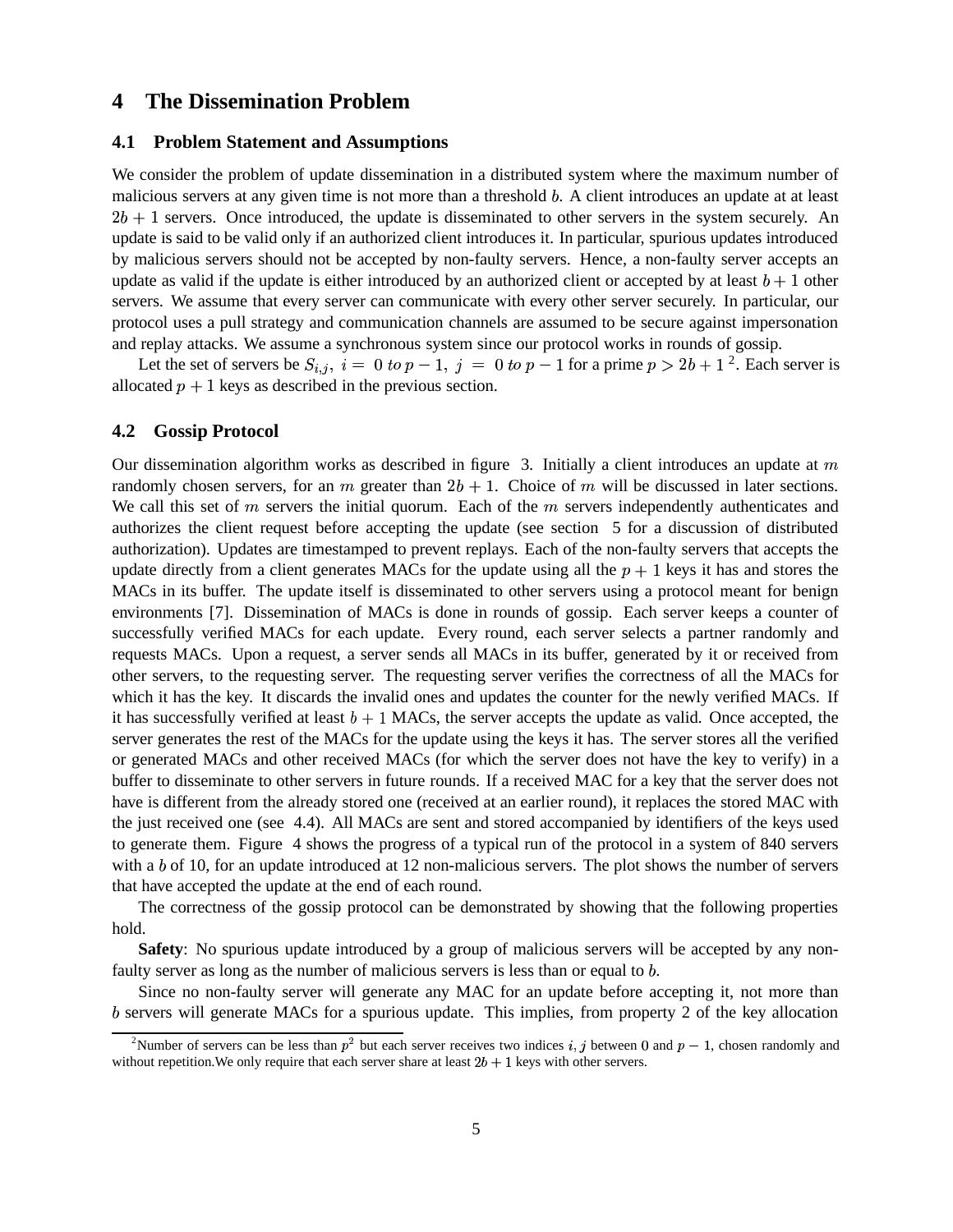# 4 The Dissemination Problem

## 4.1 Problem Statement and Assumptions

We consider the problem of update dissemination in a distributed system where the maximum number of malicious servers at any given time is not more than a threshold $b$. A client introduces an update at at least $2b+1$ servers. Once introduced, the update is disseminated to other servers in the system securely. An update is said to be valid only if an authorized client introduces it. In particular, spurious updates introduced by malicious servers should not be accepted by non-faulty servers. Hence, a non-faulty server accepts an update as valid if the update is either introduced by an authorized client or accepted by at least $b+1$ other servers. We assume that every server can communicate with every other server securely. In particular, our protocol uses a pull strategy and communication channels are assumed to be secure against impersonation and replay attacks. We assume a synchronous system since our protocol works in rounds of gossip.

Let the set of servers be $S_{i,j},\ i = 0\ to\ p-1,\ j = 0\ to\ p-1$ for a prime $p > 2b+1$ [2]. Each server is allocated $p+1$ keys as described in the previous section.

## 4.2 Gossip Protocol

Our dissemination algorithm works as described in figure 3. Initially a client introduces an update at $m$ randomly chosen servers, for an $m$ greater than $2b+1$. Choice of $m$ will be discussed in later sections. We call this set of $m$ servers the initial quorum. Each of the $m$ servers independently authenticates and authorizes the client request before accepting the update (see section 5 for a discussion of distributed authorization). Updates are timestamped to prevent replays. Each of the non-faulty servers that accepts the update directly from a client generates MACs for the update using all the $p+1$ keys it has and stores the MACs in its buffer. The update itself is disseminated to other servers using a protocol meant for benign environments [7]. Dissemination of MACs is done in rounds of gossip. Each server keeps a counter of successfully verified MACs for each update. Every round, each server selects a partner randomly and requests MACs. Upon a request, a server sends all MACs in its buffer, generated by it or received from other servers, to the requesting server. The requesting server verifies the correctness of all the MACs for which it has the key. It discards the invalid ones and updates the counter for the newly verified MACs. If it has successfully verified at least $b+1$ MACs, the server accepts the update as valid. Once accepted, the server generates the rest of the MACs for the update using the keys it has. The server stores all the verified or generated MACs and other received MACs (for which the server does not have the key to verify) in a buffer to disseminate to other servers in future rounds. If a received MAC for a key that the server does not have is different from the already stored one (received at an earlier round), it replaces the stored MAC with the just received one (see 4.4). All MACs are sent and stored accompanied by identifiers of the keys used to generate them. Figure 4 shows the progress of a typical run of the protocol in a system of 840 servers with a $b$ of 10, for an update introduced at 12 non-malicious servers. The plot shows the number of servers that have accepted the update at the end of each round.

The correctness of the gossip protocol can be demonstrated by showing that the following properties hold.

**Safety**: No spurious update introduced by a group of malicious servers will be accepted by any non-faulty server as long as the number of malicious servers is less than or equal to $b$.

Since no non-faulty server will generate any MAC for an update before accepting it, not more than $b$ servers will generate MACs for a spurious update. This implies, from property 2 of the key allocation

[2] Number of servers can be less than $p^2$ but each server receives two indices $i, j$ between 0 and $p-1$, chosen randomly and without repetition.We only require that each server share at least $2b+1$ keys with other servers.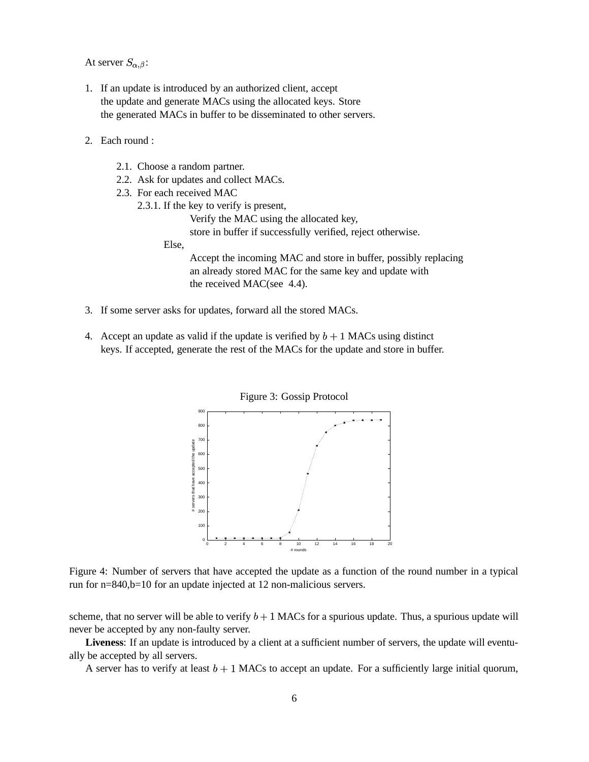At server $S_{\alpha,\beta}$:

1. If an update is introduced by an authorized client, accept the update and generate MACs using the allocated keys. Store the generated MACs in buffer to be disseminated to other servers.

2. Each round :

   2.1. Choose a random partner.
   
   2.2. Ask for updates and collect MACs.
   
   2.3. For each received MAC
   
   2.3.1. If the key to verify is present,
   
   Verify the MAC using the allocated key,
   store in buffer if successfully verified, reject otherwise.
   
   Else,
   
   Accept the incoming MAC and store in buffer, possibly replacing an already stored MAC for the same key and update with the received MAC(see 4.4).

3. If some server asks for updates, forward all the stored MACs.

4. Accept an update as valid if the update is verified by $b + 1$ MACs using distinct keys. If accepted, generate the rest of the MACs for the update and store in buffer.

Figure 3: Gossip Protocol

Figure 4: Number of servers that have accepted the update as a function of the round number in a typical run for n=840,b=10 for an update injected at 12 non-malicious servers.

scheme, that no server will be able to verify $b + 1$ MACs for a spurious update. Thus, a spurious update will never be accepted by any non-faulty server.

**Liveness**: If an update is introduced by a client at a sufficient number of servers, the update will eventually be accepted by all servers.

A server has to verify at least $b + 1$ MACs to accept an update. For a sufficiently large initial quorum,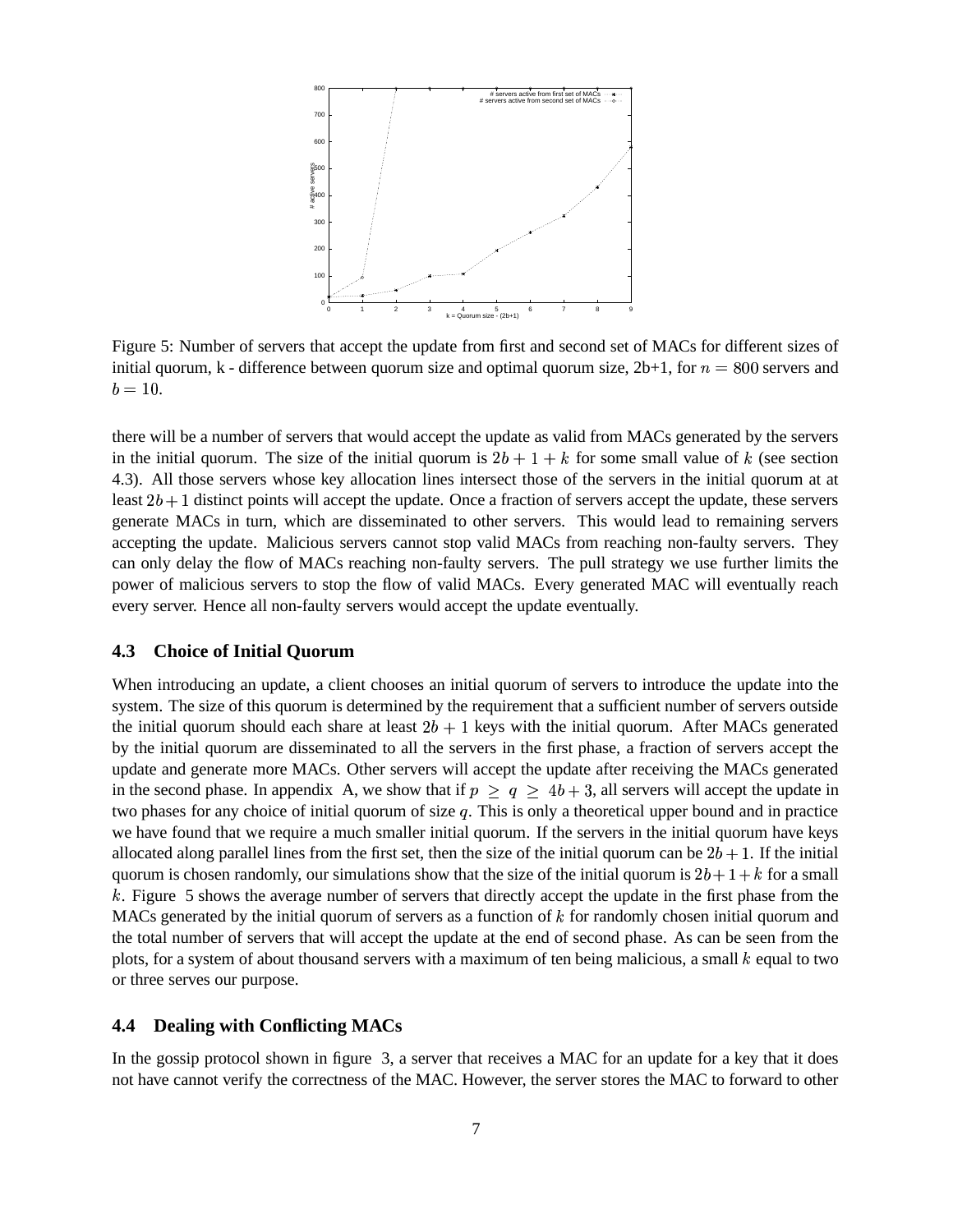Figure 5: Number of servers that accept the update from first and second set of MACs for different sizes of initial quorum, k - difference between quorum size and optimal quorum size, 2b+1, for $n = 800$ servers and $b = 10$.

there will be a number of servers that would accept the update as valid from MACs generated by the servers in the initial quorum. The size of the initial quorum is $2b + 1 + k$ for some small value of $k$ (see section 4.3). All those servers whose key allocation lines intersect those of the servers in the initial quorum at at least $2b+1$ distinct points will accept the update. Once a fraction of servers accept the update, these servers generate MACs in turn, which are disseminated to other servers. This would lead to remaining servers accepting the update. Malicious servers cannot stop valid MACs from reaching non-faulty servers. They can only delay the flow of MACs reaching non-faulty servers. The pull strategy we use further limits the power of malicious servers to stop the flow of valid MACs. Every generated MAC will eventually reach every server. Hence all non-faulty servers would accept the update eventually.

### 4.3 Choice of Initial Quorum

When introducing an update, a client chooses an initial quorum of servers to introduce the update into the system. The size of this quorum is determined by the requirement that a sufficient number of servers outside the initial quorum should each share at least $2b + 1$ keys with the initial quorum. After MACs generated by the initial quorum are disseminated to all the servers in the first phase, a fraction of servers accept the update and generate more MACs. Other servers will accept the update after receiving the MACs generated in the second phase. In appendix A, we show that if $p \geq q \geq 4b + 3$, all servers will accept the update in two phases for any choice of initial quorum of size $q$. This is only a theoretical upper bound and in practice we have found that we require a much smaller initial quorum. If the servers in the initial quorum have keys allocated along parallel lines from the first set, then the size of the initial quorum can be $2b + 1$. If the initial quorum is chosen randomly, our simulations show that the size of the initial quorum is $2b+1+k$ for a small $k$. Figure 5 shows the average number of servers that directly accept the update in the first phase from the MACs generated by the initial quorum of servers as a function of $k$ for randomly chosen initial quorum and the total number of servers that will accept the update at the end of second phase. As can be seen from the plots, for a system of about thousand servers with a maximum of ten being malicious, a small $k$ equal to two or three serves our purpose.

### 4.4 Dealing with Conflicting MACs

In the gossip protocol shown in figure 3, a server that receives a MAC for an update for a key that it does not have cannot verify the correctness of the MAC. However, the server stores the MAC to forward to other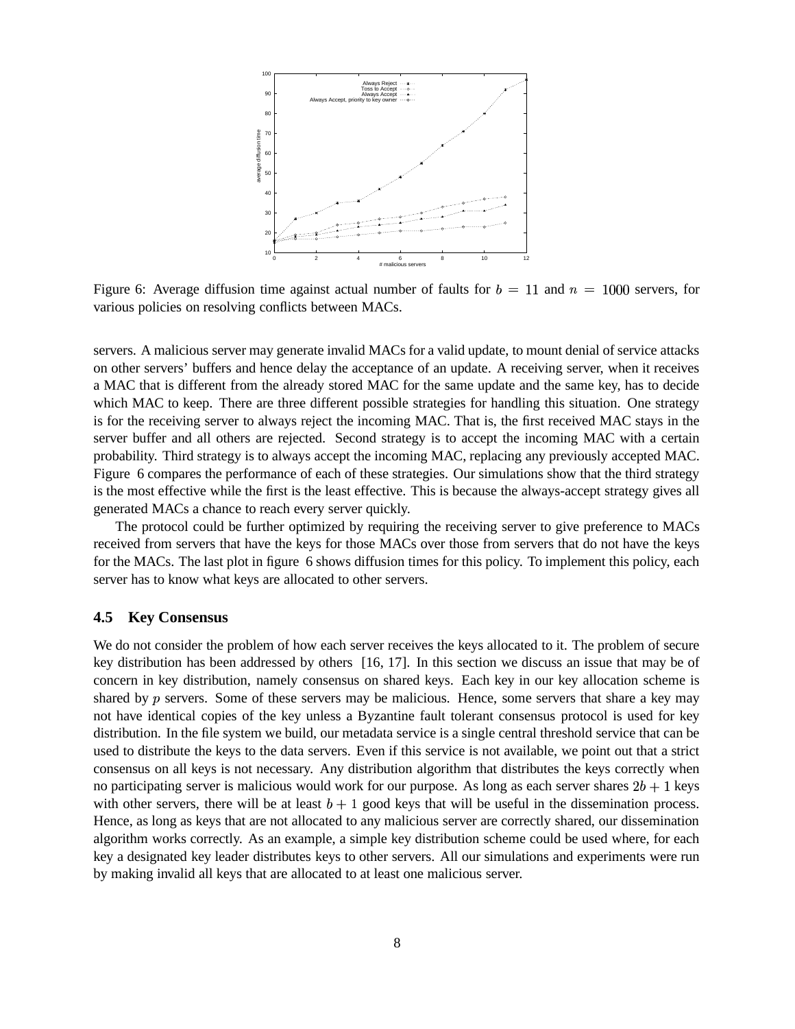Figure 6: Average diffusion time against actual number of faults for $b = 11$ and $n = 1000$ servers, for various policies on resolving conflicts between MACs.

servers. A malicious server may generate invalid MACs for a valid update, to mount denial of service attacks on other servers' buffers and hence delay the acceptance of an update. A receiving server, when it receives a MAC that is different from the already stored MAC for the same update and the same key, has to decide which MAC to keep. There are three different possible strategies for handling this situation. One strategy is for the receiving server to always reject the incoming MAC. That is, the first received MAC stays in the server buffer and all others are rejected. Second strategy is to accept the incoming MAC with a certain probability. Third strategy is to always accept the incoming MAC, replacing any previously accepted MAC. Figure 6 compares the performance of each of these strategies. Our simulations show that the third strategy is the most effective while the first is the least effective. This is because the always-accept strategy gives all generated MACs a chance to reach every server quickly.

The protocol could be further optimized by requiring the receiving server to give preference to MACs received from servers that have the keys for those MACs over those from servers that do not have the keys for the MACs. The last plot in figure 6 shows diffusion times for this policy. To implement this policy, each server has to know what keys are allocated to other servers.

### 4.5 Key Consensus

We do not consider the problem of how each server receives the keys allocated to it. The problem of secure key distribution has been addressed by others [16, 17]. In this section we discuss an issue that may be of concern in key distribution, namely consensus on shared keys. Each key in our key allocation scheme is shared by $p$ servers. Some of these servers may be malicious. Hence, some servers that share a key may not have identical copies of the key unless a Byzantine fault tolerant consensus protocol is used for key distribution. In the file system we build, our metadata service is a single central threshold service that can be used to distribute the keys to the data servers. Even if this service is not available, we point out that a strict consensus on all keys is not necessary. Any distribution algorithm that distributes the keys correctly when no participating server is malicious would work for our purpose. As long as each server shares $2b + 1$ keys with other servers, there will be at least $b + 1$ good keys that will be useful in the dissemination process. Hence, as long as keys that are not allocated to any malicious server are correctly shared, our dissemination algorithm works correctly. As an example, a simple key distribution scheme could be used where, for each key a designated key leader distributes keys to other servers. All our simulations and experiments were run by making invalid all keys that are allocated to at least one malicious server.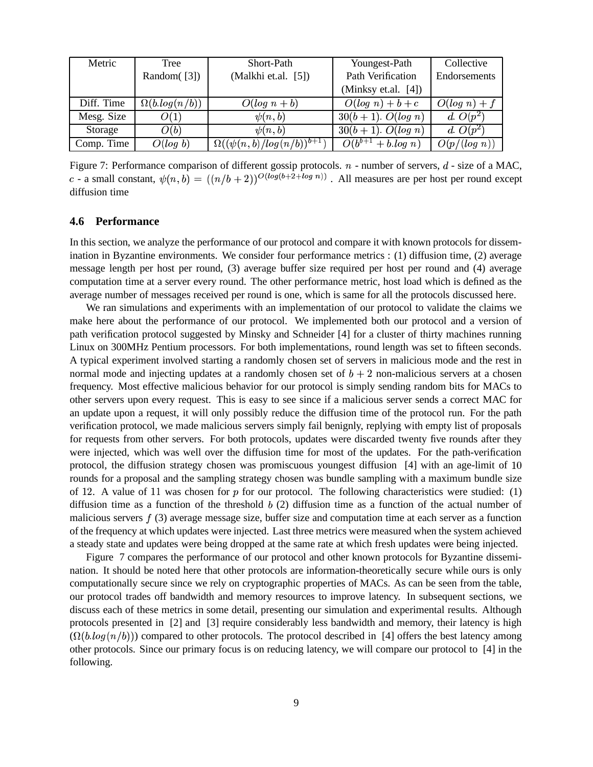| Metric | Tree Random( [3]) | Short-Path (Malkhi et.al. [5]) | Youngest-Path Path Verification (Minksy et.al. [4]) | Collective Endorsements |
|---|---|---|---|---|
| Diff. Time | $\Omega(b.log(n/b))$ | $O(log\ n + b)$ | $O(log\ n) + b + c$ | $O(log\ n) + f$ |
| Mesg. Size | $O(1)$ | $\psi(n, b)$ | $30(b+1).\ O(log\ n)$ | $d.\ O(p^2)$ |
| Storage | $O(b)$ | $\psi(n, b)$ | $30(b+1).\ O(log\ n)$ | $d.\ O(p^2)$ |
| Comp. Time | $O(log\ b)$ | $\Omega((\psi(n,b)/log(n/b))^{b+1})$ | $O(b^{b+1} + b.log\ n)$ | $O(p/(log\ n))$ |

Figure 7: Performance comparison of different gossip protocols. $n$ - number of servers, $d$ - size of a MAC, $c$ - a small constant, $\psi(n, b) = ((n/b+2))^{O(log(b+2+log\ n))}$ . All measures are per host per round except diffusion time

### 4.6 Performance

In this section, we analyze the performance of our protocol and compare it with known protocols for dissemination in Byzantine environments. We consider four performance metrics : (1) diffusion time, (2) average message length per host per round, (3) average buffer size required per host per round and (4) average computation time at a server every round. The other performance metric, host load which is defined as the average number of messages received per round is one, which is same for all the protocols discussed here.

We ran simulations and experiments with an implementation of our protocol to validate the claims we make here about the performance of our protocol. We implemented both our protocol and a version of path verification protocol suggested by Minsky and Schneider [4] for a cluster of thirty machines running Linux on 300MHz Pentium processors. For both implementations, round length was set to fifteen seconds. A typical experiment involved starting a randomly chosen set of servers in malicious mode and the rest in normal mode and injecting updates at a randomly chosen set of $b+2$ non-malicious servers at a chosen frequency. Most effective malicious behavior for our protocol is simply sending random bits for MACs to other servers upon every request. This is easy to see since if a malicious server sends a correct MAC for an update upon a request, it will only possibly reduce the diffusion time of the protocol run. For the path verification protocol, we made malicious servers simply fail benignly, replying with empty list of proposals for requests from other servers. For both protocols, updates were discarded twenty five rounds after they were injected, which was well over the diffusion time for most of the updates. For the path-verification protocol, the diffusion strategy chosen was promiscuous youngest diffusion [4] with an age-limit of 10 rounds for a proposal and the sampling strategy chosen was bundle sampling with a maximum bundle size of 12. A value of 11 was chosen for $p$ for our protocol. The following characteristics were studied: (1) diffusion time as a function of the threshold $b$ (2) diffusion time as a function of the actual number of malicious servers $f$ (3) average message size, buffer size and computation time at each server as a function of the frequency at which updates were injected. Last three metrics were measured when the system achieved a steady state and updates were being dropped at the same rate at which fresh updates were being injected.

Figure 7 compares the performance of our protocol and other known protocols for Byzantine dissemination. It should be noted here that other protocols are information-theoretically secure while ours is only computationally secure since we rely on cryptographic properties of MACs. As can be seen from the table, our protocol trades off bandwidth and memory resources to improve latency. In subsequent sections, we discuss each of these metrics in some detail, presenting our simulation and experimental results. Although protocols presented in [2] and [3] require considerably less bandwidth and memory, their latency is high $(\Omega(b.log(n/b)))$ compared to other protocols. The protocol described in [4] offers the best latency among other protocols. Since our primary focus is on reducing latency, we will compare our protocol to [4] in the following.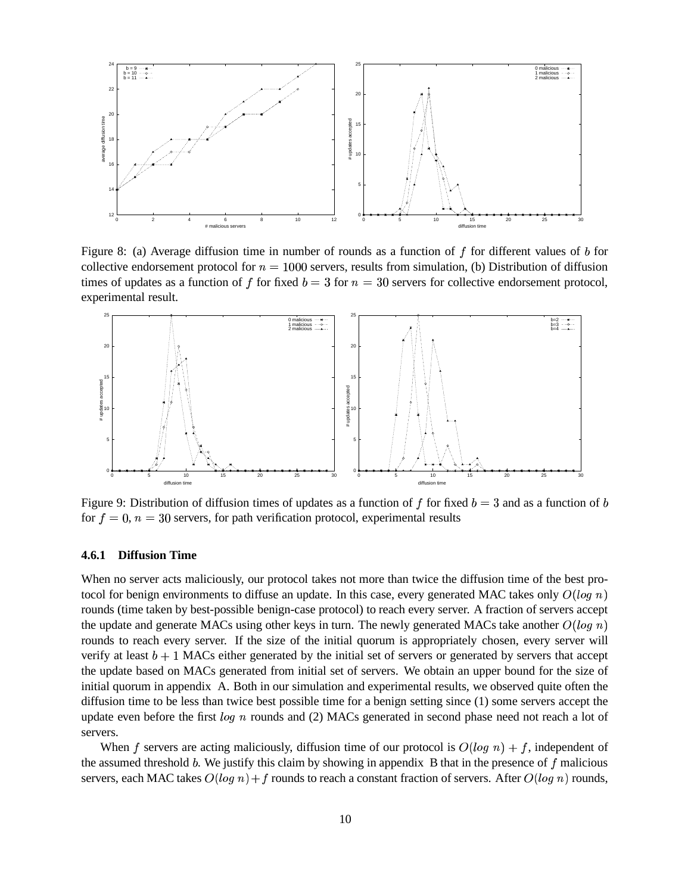Figure 8: (a) Average diffusion time in number of rounds as a function of $f$ for different values of $b$ for collective endorsement protocol for $n = 1000$ servers, results from simulation, (b) Distribution of diffusion times of updates as a function of $f$ for fixed $b = 3$ for $n = 30$ servers for collective endorsement protocol, experimental result.

Figure 9: Distribution of diffusion times of updates as a function of $f$ for fixed $b = 3$ and as a function of $b$ for $f = 0$, $n = 30$ servers, for path verification protocol, experimental results

#### 4.6.1 Diffusion Time

When no server acts maliciously, our protocol takes not more than twice the diffusion time of the best protocol for benign environments to diffuse an update. In this case, every generated MAC takes only $O(log\ n)$ rounds (time taken by best-possible benign-case protocol) to reach every server. A fraction of servers accept the update and generate MACs using other keys in turn. The newly generated MACs take another $O(log\ n)$ rounds to reach every server. If the size of the initial quorum is appropriately chosen, every server will verify at least $b + 1$ MACs either generated by the initial set of servers or generated by servers that accept the update based on MACs generated from initial set of servers. We obtain an upper bound for the size of initial quorum in appendix A. Both in our simulation and experimental results, we observed quite often the diffusion time to be less than twice best possible time for a benign setting since (1) some servers accept the update even before the first $log\ n$ rounds and (2) MACs generated in second phase need not reach a lot of servers.

When $f$ servers are acting maliciously, diffusion time of our protocol is $O(log\ n) + f$, independent of the assumed threshold $b$. We justify this claim by showing in appendix B that in the presence of $f$ malicious servers, each MAC takes $O(log\ n) + f$ rounds to reach a constant fraction of servers. After $O(log\ n)$ rounds,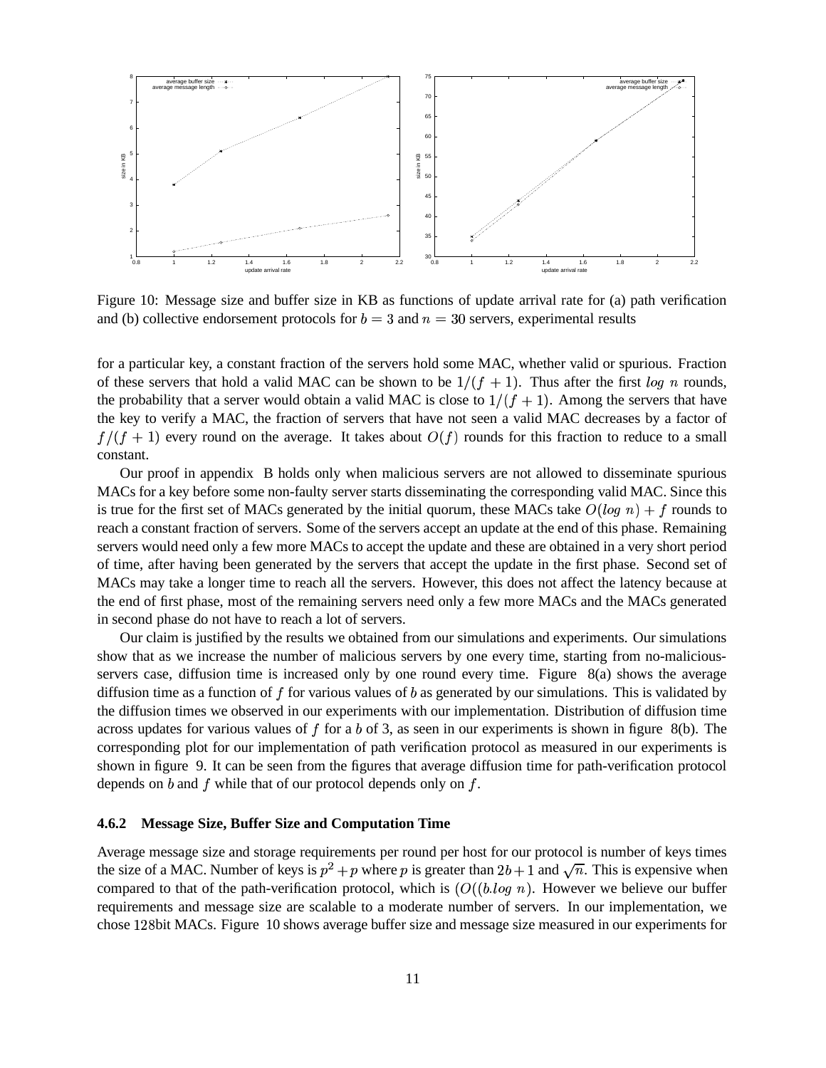Figure 10: Message size and buffer size in KB as functions of update arrival rate for (a) path verification and (b) collective endorsement protocols for $b = 3$ and $n = 30$ servers, experimental results

for a particular key, a constant fraction of the servers hold some MAC, whether valid or spurious. Fraction of these servers that hold a valid MAC can be shown to be $1/(f+1)$. Thus after the first $log\ n$ rounds, the probability that a server would obtain a valid MAC is close to $1/(f+1)$. Among the servers that have the key to verify a MAC, the fraction of servers that have not seen a valid MAC decreases by a factor of $f/(f+1)$ every round on the average. It takes about $O(f)$ rounds for this fraction to reduce to a small constant.

Our proof in appendix B holds only when malicious servers are not allowed to disseminate spurious MACs for a key before some non-faulty server starts disseminating the corresponding valid MAC. Since this is true for the first set of MACs generated by the initial quorum, these MACs take $O(log\ n) + f$ rounds to reach a constant fraction of servers. Some of the servers accept an update at the end of this phase. Remaining servers would need only a few more MACs to accept the update and these are obtained in a very short period of time, after having been generated by the servers that accept the update in the first phase. Second set of MACs may take a longer time to reach all the servers. However, this does not affect the latency because at the end of first phase, most of the remaining servers need only a few more MACs and the MACs generated in second phase do not have to reach a lot of servers.

Our claim is justified by the results we obtained from our simulations and experiments. Our simulations show that as we increase the number of malicious servers by one every time, starting from no-malicious-servers case, diffusion time is increased only by one round every time. Figure 8(a) shows the average diffusion time as a function of $f$ for various values of $b$ as generated by our simulations. This is validated by the diffusion times we observed in our experiments with our implementation. Distribution of diffusion time across updates for various values of $f$ for a $b$ of 3, as seen in our experiments is shown in figure 8(b). The corresponding plot for our implementation of path verification protocol as measured in our experiments is shown in figure 9. It can be seen from the figures that average diffusion time for path-verification protocol depends on $b$ and $f$ while that of our protocol depends only on $f$.

#### 4.6.2 Message Size, Buffer Size and Computation Time

Average message size and storage requirements per round per host for our protocol is number of keys times the size of a MAC. Number of keys is $p^2 + p$ where $p$ is greater than $2b+1$ and $\sqrt{n}$. This is expensive when compared to that of the path-verification protocol, which is $(O((b.log\ n)$. However we believe our buffer requirements and message size are scalable to a moderate number of servers. In our implementation, we chose $128$bit MACs. Figure 10 shows average buffer size and message size measured in our experiments for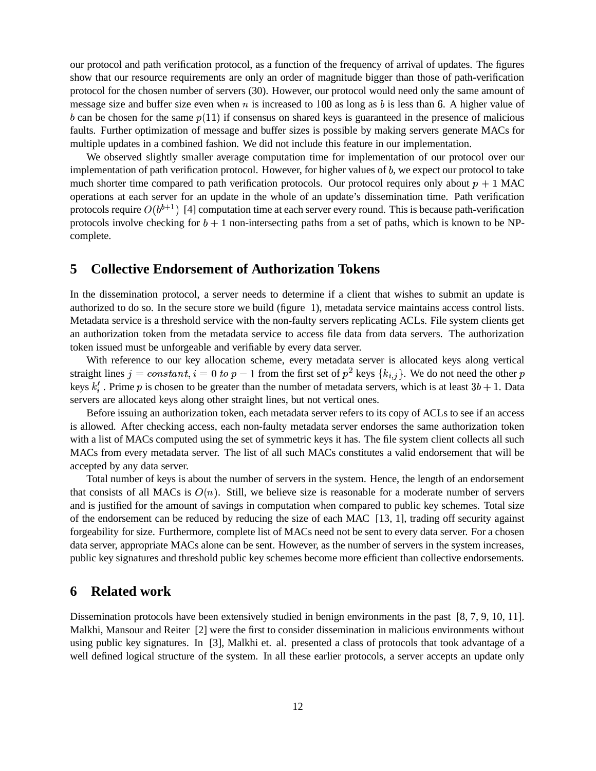our protocol and path verification protocol, as a function of the frequency of arrival of updates. The figures show that our resource requirements are only an order of magnitude bigger than those of path-verification protocol for the chosen number of servers (30). However, our protocol would need only the same amount of message size and buffer size even when $n$ is increased to $100$ as long as $b$ is less than $6$. A higher value of $b$ can be chosen for the same $p(11)$ if consensus on shared keys is guaranteed in the presence of malicious faults. Further optimization of message and buffer sizes is possible by making servers generate MACs for multiple updates in a combined fashion. We did not include this feature in our implementation.

We observed slightly smaller average computation time for implementation of our protocol over our implementation of path verification protocol. However, for higher values of $b$, we expect our protocol to take much shorter time compared to path verification protocols. Our protocol requires only about $p+1$ MAC operations at each server for an update in the whole of an update's dissemination time. Path verification protocols require $O(b^{b+1})$ [4] computation time at each server every round. This is because path-verification protocols involve checking for $b+1$ non-intersecting paths from a set of paths, which is known to be NP-complete.

## 5 Collective Endorsement of Authorization Tokens

In the dissemination protocol, a server needs to determine if a client that wishes to submit an update is authorized to do so. In the secure store we build (figure 1), metadata service maintains access control lists. Metadata service is a threshold service with the non-faulty servers replicating ACLs. File system clients get an authorization token from the metadata service to access file data from data servers. The authorization token issued must be unforgeable and verifiable by every data server.

With reference to our key allocation scheme, every metadata server is allocated keys along vertical straight lines $j = constant, i = 0 \ to \ p-1$ from the first set of $p^2$ keys $\{k_{i,j}\}$. We do not need the other $p$ keys $k'_i$ . Prime $p$ is chosen to be greater than the number of metadata servers, which is at least $3b+1$. Data servers are allocated keys along other straight lines, but not vertical ones.

Before issuing an authorization token, each metadata server refers to its copy of ACLs to see if an access is allowed. After checking access, each non-faulty metadata server endorses the same authorization token with a list of MACs computed using the set of symmetric keys it has. The file system client collects all such MACs from every metadata server. The list of all such MACs constitutes a valid endorsement that will be accepted by any data server.

Total number of keys is about the number of servers in the system. Hence, the length of an endorsement that consists of all MACs is $O(n)$. Still, we believe size is reasonable for a moderate number of servers and is justified for the amount of savings in computation when compared to public key schemes. Total size of the endorsement can be reduced by reducing the size of each MAC [13, 1], trading off security against forgeability for size. Furthermore, complete list of MACs need not be sent to every data server. For a chosen data server, appropriate MACs alone can be sent. However, as the number of servers in the system increases, public key signatures and threshold public key schemes become more efficient than collective endorsements.

## 6 Related work

Dissemination protocols have been extensively studied in benign environments in the past [8, 7, 9, 10, 11]. Malkhi, Mansour and Reiter [2] were the first to consider dissemination in malicious environments without using public key signatures. In [3], Malkhi et. al. presented a class of protocols that took advantage of a well defined logical structure of the system. In all these earlier protocols, a server accepts an update only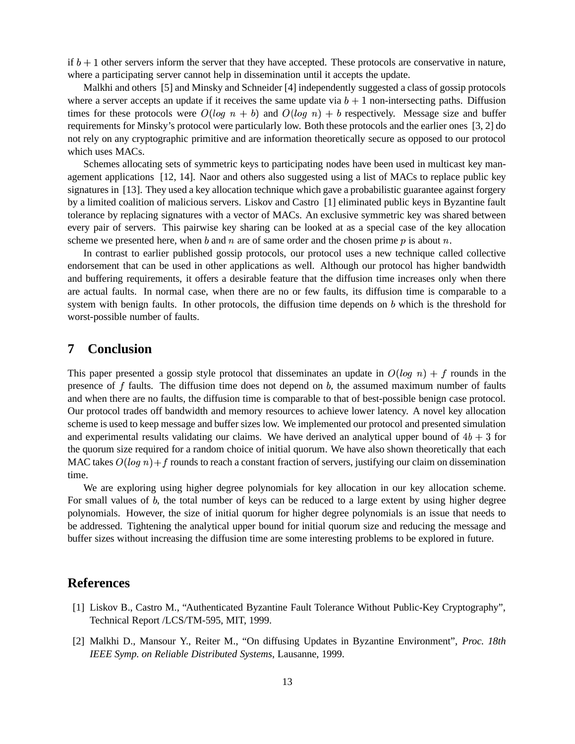if $b + 1$ other servers inform the server that they have accepted. These protocols are conservative in nature, where a participating server cannot help in dissemination until it accepts the update.

Malkhi and others [5] and Minsky and Schneider [4] independently suggested a class of gossip protocols where a server accepts an update if it receives the same update via $b + 1$ non-intersecting paths. Diffusion times for these protocols were $O(log\ n + b)$ and $O(log\ n) + b$ respectively. Message size and buffer requirements for Minsky's protocol were particularly low. Both these protocols and the earlier ones [3, 2] do not rely on any cryptographic primitive and are information theoretically secure as opposed to our protocol which uses MACs.

Schemes allocating sets of symmetric keys to participating nodes have been used in multicast key management applications [12, 14]. Naor and others also suggested using a list of MACs to replace public key signatures in [13]. They used a key allocation technique which gave a probabilistic guarantee against forgery by a limited coalition of malicious servers. Liskov and Castro [1] eliminated public keys in Byzantine fault tolerance by replacing signatures with a vector of MACs. An exclusive symmetric key was shared between every pair of servers. This pairwise key sharing can be looked at as a special case of the key allocation scheme we presented here, when $b$ and $n$ are of same order and the chosen prime $p$ is about $n$.

In contrast to earlier published gossip protocols, our protocol uses a new technique called collective endorsement that can be used in other applications as well. Although our protocol has higher bandwidth and buffering requirements, it offers a desirable feature that the diffusion time increases only when there are actual faults. In normal case, when there are no or few faults, its diffusion time is comparable to a system with benign faults. In other protocols, the diffusion time depends on $b$ which is the threshold for worst-possible number of faults.

## 7 Conclusion

This paper presented a gossip style protocol that disseminates an update in $O(log\ n) + f$ rounds in the presence of $f$ faults. The diffusion time does not depend on $b$, the assumed maximum number of faults and when there are no faults, the diffusion time is comparable to that of best-possible benign case protocol. Our protocol trades off bandwidth and memory resources to achieve lower latency. A novel key allocation scheme is used to keep message and buffer sizes low. We implemented our protocol and presented simulation and experimental results validating our claims. We have derived an analytical upper bound of $4b + 3$ for the quorum size required for a random choice of initial quorum. We have also shown theoretically that each MAC takes $O(log\ n) + f$ rounds to reach a constant fraction of servers, justifying our claim on dissemination time.

We are exploring using higher degree polynomials for key allocation in our key allocation scheme. For small values of $b$, the total number of keys can be reduced to a large extent by using higher degree polynomials. However, the size of initial quorum for higher degree polynomials is an issue that needs to be addressed. Tightening the analytical upper bound for initial quorum size and reducing the message and buffer sizes without increasing the diffusion time are some interesting problems to be explored in future.

## References

[1] Liskov B., Castro M., "Authenticated Byzantine Fault Tolerance Without Public-Key Cryptography", Technical Report /LCS/TM-595, MIT, 1999.

[2] Malkhi D., Mansour Y., Reiter M., "On diffusing Updates in Byzantine Environment", *Proc. 18th IEEE Symp. on Reliable Distributed Systems*, Lausanne, 1999.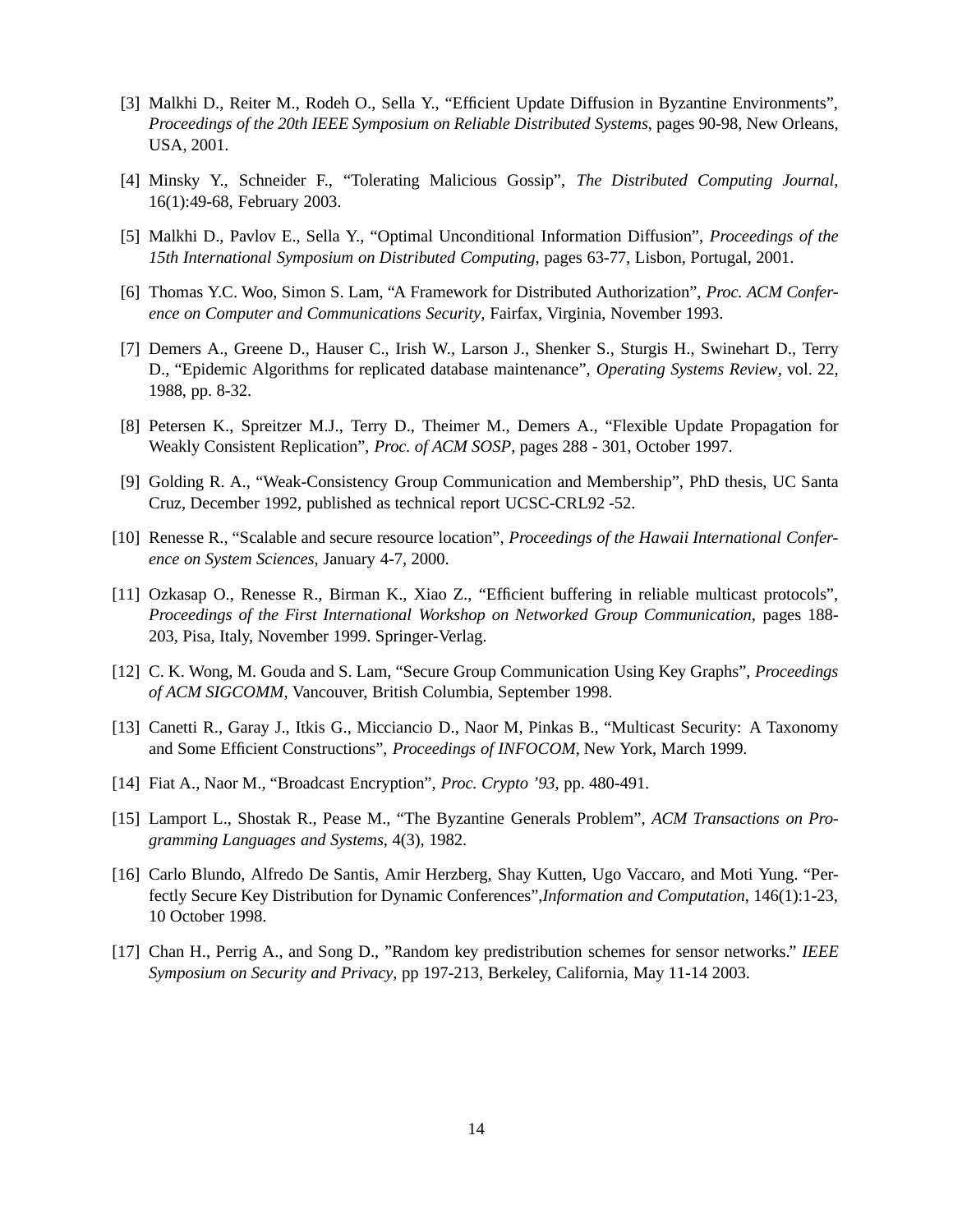[3] Malkhi D., Reiter M., Rodeh O., Sella Y., "Efficient Update Diffusion in Byzantine Environments", *Proceedings of the 20th IEEE Symposium on Reliable Distributed Systems*, pages 90-98, New Orleans, USA, 2001.

[4] Minsky Y., Schneider F., "Tolerating Malicious Gossip", *The Distributed Computing Journal*, 16(1):49-68, February 2003.

[5] Malkhi D., Pavlov E., Sella Y., "Optimal Unconditional Information Diffusion", *Proceedings of the 15th International Symposium on Distributed Computing*, pages 63-77, Lisbon, Portugal, 2001.

[6] Thomas Y.C. Woo, Simon S. Lam, "A Framework for Distributed Authorization", *Proc. ACM Conference on Computer and Communications Security*, Fairfax, Virginia, November 1993.

[7] Demers A., Greene D., Hauser C., Irish W., Larson J., Shenker S., Sturgis H., Swinehart D., Terry D., "Epidemic Algorithms for replicated database maintenance", *Operating Systems Review*, vol. 22, 1988, pp. 8-32.

[8] Petersen K., Spreitzer M.J., Terry D., Theimer M., Demers A., "Flexible Update Propagation for Weakly Consistent Replication", *Proc. of ACM SOSP*, pages 288 - 301, October 1997.

[9] Golding R. A., "Weak-Consistency Group Communication and Membership", PhD thesis, UC Santa Cruz, December 1992, published as technical report UCSC-CRL92 -52.

[10] Renesse R., "Scalable and secure resource location", *Proceedings of the Hawaii International Conference on System Sciences*, January 4-7, 2000.

[11] Ozkasap O., Renesse R., Birman K., Xiao Z., "Efficient buffering in reliable multicast protocols", *Proceedings of the First International Workshop on Networked Group Communication*, pages 188-203, Pisa, Italy, November 1999. Springer-Verlag.

[12] C. K. Wong, M. Gouda and S. Lam, "Secure Group Communication Using Key Graphs", *Proceedings of ACM SIGCOMM*, Vancouver, British Columbia, September 1998.

[13] Canetti R., Garay J., Itkis G., Micciancio D., Naor M, Pinkas B., "Multicast Security: A Taxonomy and Some Efficient Constructions", *Proceedings of INFOCOM*, New York, March 1999.

[14] Fiat A., Naor M., "Broadcast Encryption", *Proc. Crypto '93*, pp. 480-491.

[15] Lamport L., Shostak R., Pease M., "The Byzantine Generals Problem", *ACM Transactions on Programming Languages and Systems*, 4(3), 1982.

[16] Carlo Blundo, Alfredo De Santis, Amir Herzberg, Shay Kutten, Ugo Vaccaro, and Moti Yung. "Perfectly Secure Key Distribution for Dynamic Conferences",*Information and Computation*, 146(1):1-23, 10 October 1998.

[17] Chan H., Perrig A., and Song D., "Random key predistribution schemes for sensor networks." *IEEE Symposium on Security and Privacy*, pp 197-213, Berkeley, California, May 11-14 2003.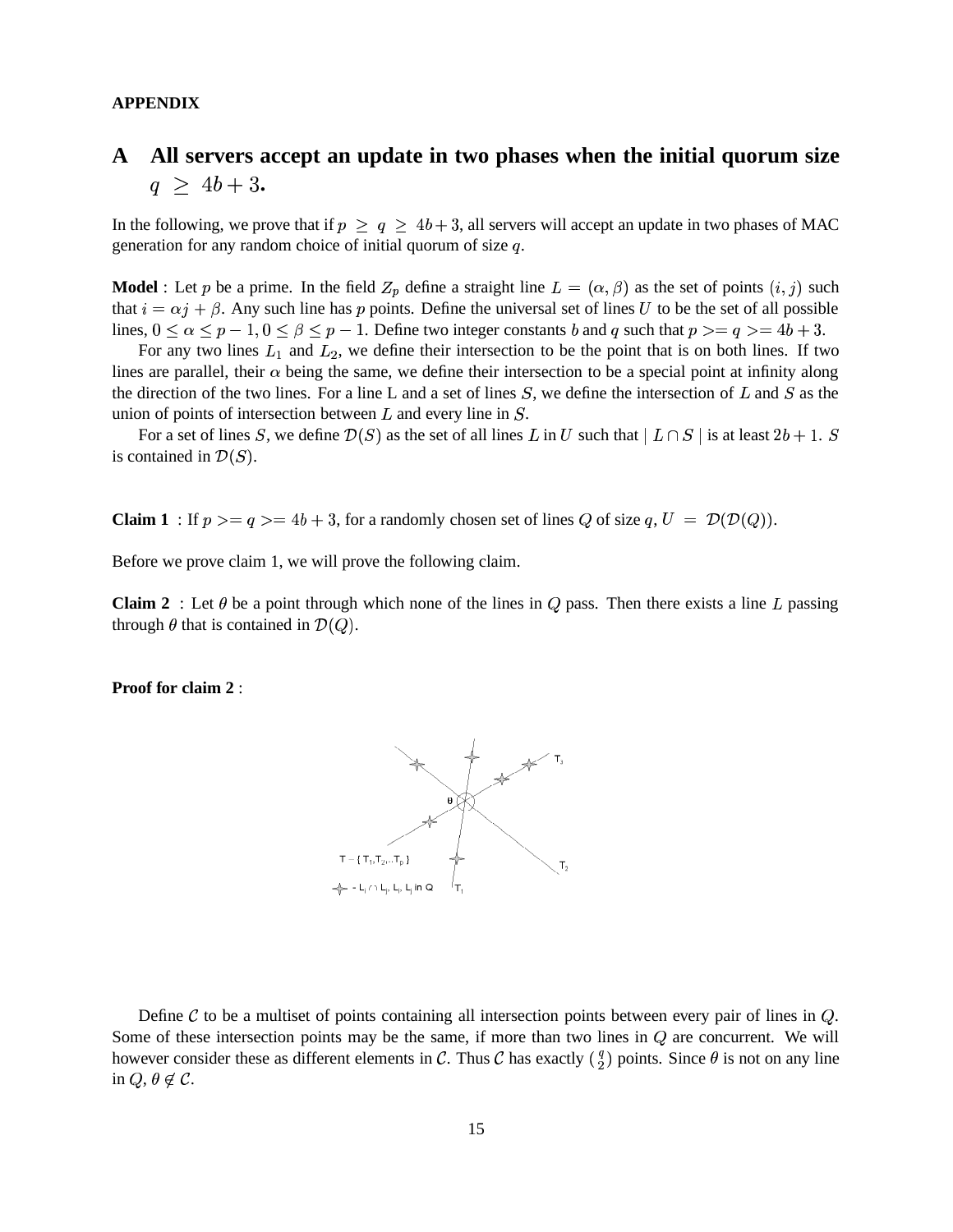**APPENDIX**

# A All servers accept an update in two phases when the initial quorum size $q \geq 4b+3$.

In the following, we prove that if $p \geq q \geq 4b+3$, all servers will accept an update in two phases of MAC generation for any random choice of initial quorum of size $q$.

**Model** : Let $p$ be a prime. In the field $Z_p$ define a straight line $L = (\alpha, \beta)$ as the set of points $(i, j)$ such that $i = \alpha j + \beta$. Any such line has $p$ points. Define the universal set of lines $U$ to be the set of all possible lines, $0 \leq \alpha \leq p-1, 0 \leq \beta \leq p-1$. Define two integer constants $b$ and $q$ such that $p >= q >= 4b+3$.

For any two lines $L_1$ and $L_2$, we define their intersection to be the point that is on both lines. If two lines are parallel, their $\alpha$ being the same, we define their intersection to be a special point at infinity along the direction of the two lines. For a line L and a set of lines $S$, we define the intersection of $L$ and $S$ as the union of points of intersection between $L$ and every line in $S$.

For a set of lines $S$, we define $\mathcal{D}(S)$ as the set of all lines $L$ in $U$ such that $| L \cap S |$ is at least $2b+1$. $S$ is contained in $\mathcal{D}(S)$.

**Claim 1** : If $p >= q >= 4b+3$, for a randomly chosen set of lines $Q$ of size $q$, $U = \mathcal{D}(\mathcal{D}(Q))$.

Before we prove claim 1, we will prove the following claim.

**Claim 2** : Let $\theta$ be a point through which none of the lines in $Q$ pass. Then there exists a line $L$ passing through $\theta$ that is contained in $\mathcal{D}(Q)$.

**Proof for claim 2** :

Define $\mathcal{C}$ to be a multiset of points containing all intersection points between every pair of lines in $Q$. Some of these intersection points may be the same, if more than two lines in $Q$ are concurrent. We will however consider these as different elements in $\mathcal{C}$. Thus $\mathcal{C}$ has exactly $\binom{q}{2}$ points. Since $\theta$ is not on any line in $Q$, $\theta \notin \mathcal{C}$.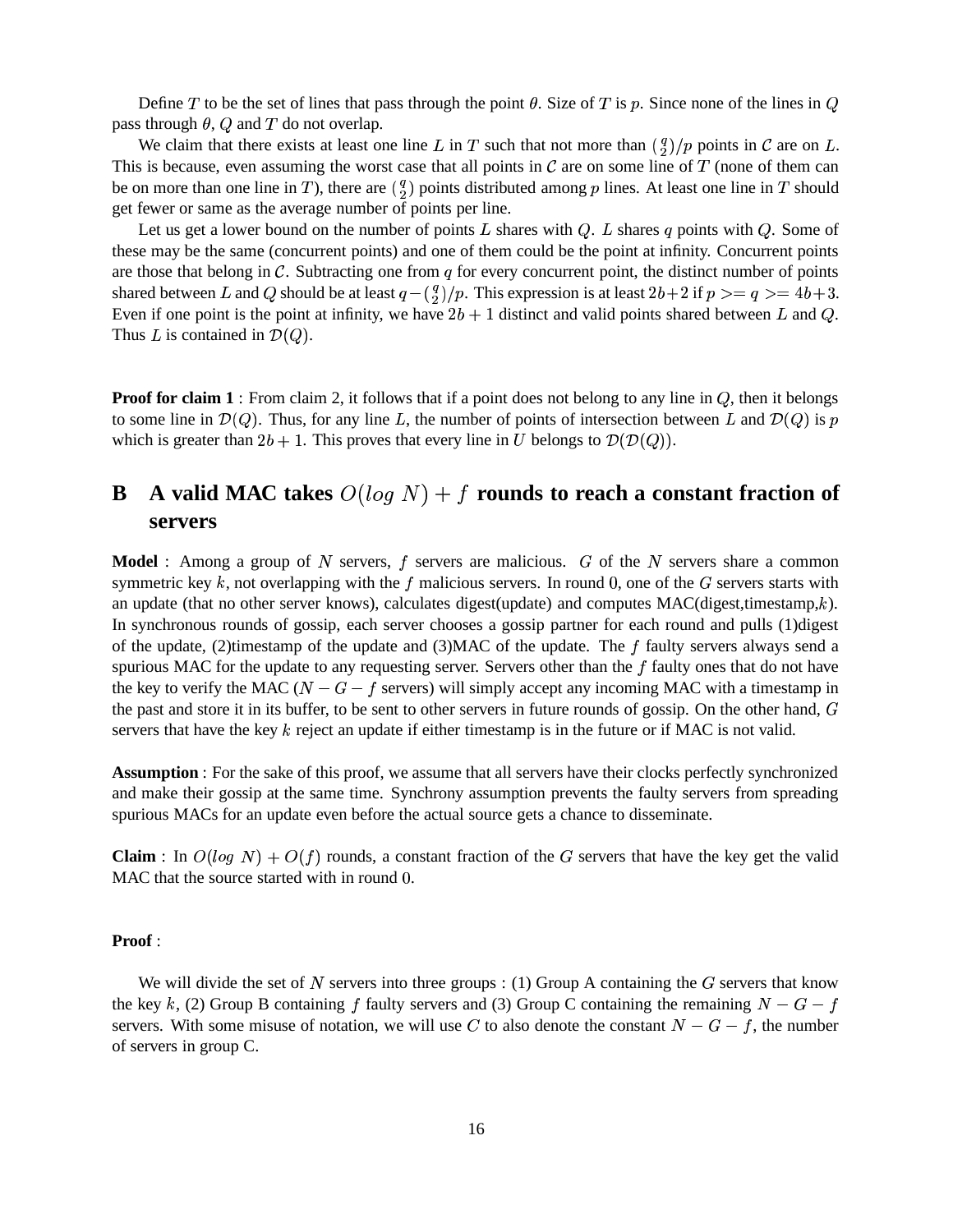Define $T$ to be the set of lines that pass through the point $\theta$. Size of $T$ is $p$. Since none of the lines in $Q$ pass through $\theta$, $Q$ and $T$ do not overlap.

We claim that there exists at least one line $L$ in $T$ such that not more than $\binom{q}{2}/p$ points in $\mathcal{C}$ are on $L$. This is because, even assuming the worst case that all points in $\mathcal{C}$ are on some line of $T$ (none of them can be on more than one line in $T$), there are $\binom{q}{2}$ points distributed among $p$ lines. At least one line in $T$ should get fewer or same as the average number of points per line.

Let us get a lower bound on the number of points $L$ shares with $Q$. $L$ shares $q$ points with $Q$. Some of these may be the same (concurrent points) and one of them could be the point at infinity. Concurrent points are those that belong in $\mathcal{C}$. Subtracting one from $q$ for every concurrent point, the distinct number of points shared between $L$ and $Q$ should be at least $q - \binom{q}{2}/p$. This expression is at least $2b+2$ if $p >= q >= 4b+3$. Even if one point is the point at infinity, we have $2b+1$ distinct and valid points shared between $L$ and $Q$. Thus $L$ is contained in $\mathcal{D}(Q)$.

**Proof for claim 1** : From claim 2, it follows that if a point does not belong to any line in $Q$, then it belongs to some line in $\mathcal{D}(Q)$. Thus, for any line $L$, the number of points of intersection between $L$ and $\mathcal{D}(Q)$ is $p$ which is greater than $2b+1$. This proves that every line in $U$ belongs to $\mathcal{D}(\mathcal{D}(Q))$.

## B A valid MAC takes $O(log\ N) + f$ rounds to reach a constant fraction of servers

**Model** : Among a group of $N$ servers, $f$ servers are malicious. $G$ of the $N$ servers share a common symmetric key $k$, not overlapping with the $f$ malicious servers. In round $0$, one of the $G$ servers starts with an update (that no other server knows), calculates digest(update) and computes MAC(digest,timestamp,$k$). In synchronous rounds of gossip, each server chooses a gossip partner for each round and pulls (1)digest of the update, (2)timestamp of the update and (3)MAC of the update. The $f$ faulty servers always send a spurious MAC for the update to any requesting server. Servers other than the $f$ faulty ones that do not have the key to verify the MAC ($N - G - f$ servers) will simply accept any incoming MAC with a timestamp in the past and store it in its buffer, to be sent to other servers in future rounds of gossip. On the other hand, $G$ servers that have the key $k$ reject an update if either timestamp is in the future or if MAC is not valid.

**Assumption** : For the sake of this proof, we assume that all servers have their clocks perfectly synchronized and make their gossip at the same time. Synchrony assumption prevents the faulty servers from spreading spurious MACs for an update even before the actual source gets a chance to disseminate.

**Claim** : In $O(log\ N) + O(f)$ rounds, a constant fraction of the $G$ servers that have the key get the valid MAC that the source started with in round $0$.

**Proof** :

We will divide the set of $N$ servers into three groups : (1) Group A containing the $G$ servers that know the key $k$, (2) Group B containing $f$ faulty servers and (3) Group C containing the remaining $N - G - f$ servers. With some misuse of notation, we will use $C$ to also denote the constant $N - G - f$, the number of servers in group C.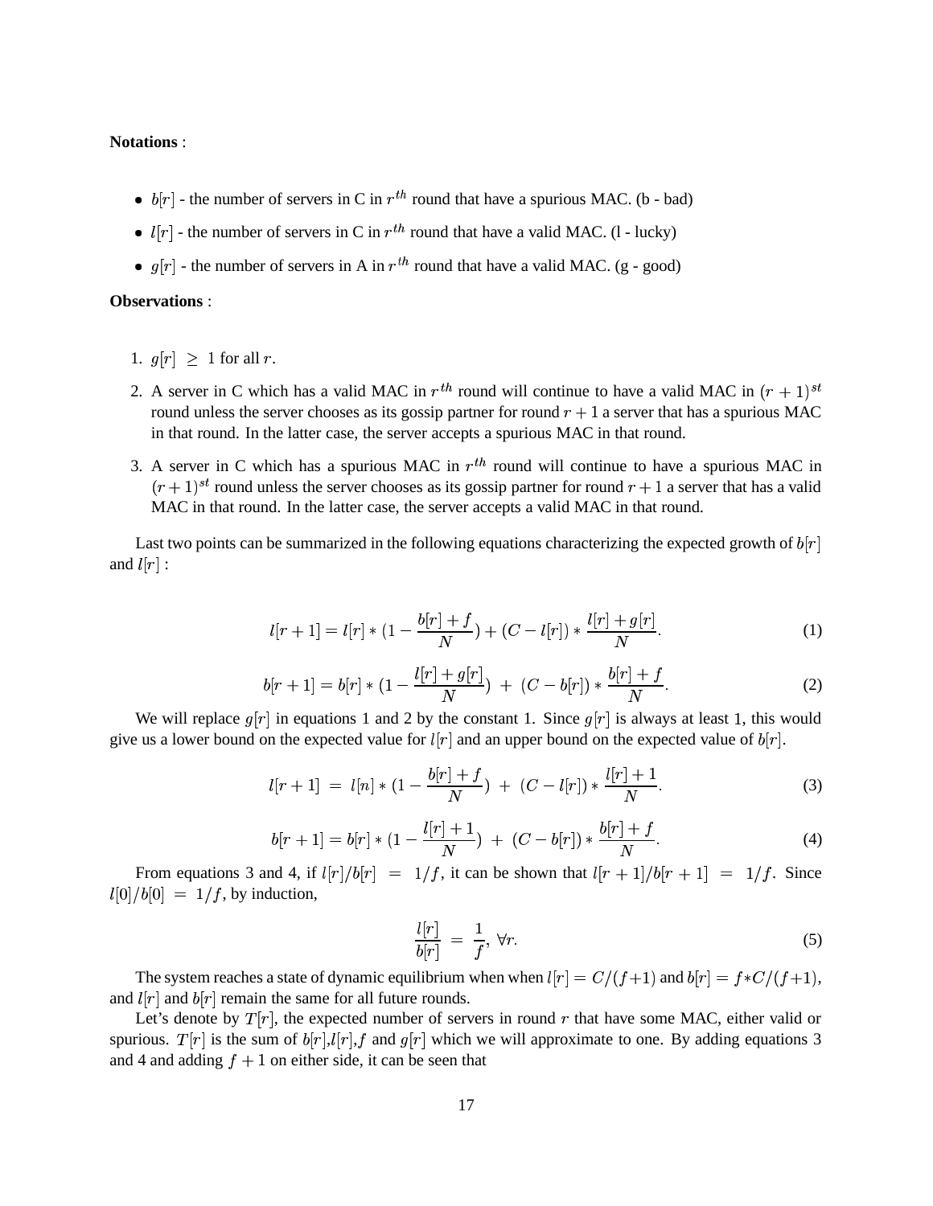**Notations** :

- $b[r]$ - the number of servers in C in $r^{th}$ round that have a spurious MAC. (b - bad)
- $l[r]$ - the number of servers in C in $r^{th}$ round that have a valid MAC. (l - lucky)
- $g[r]$ - the number of servers in A in $r^{th}$ round that have a valid MAC. (g - good)

**Observations** :

1. $g[r] \;\geq\; 1$ for all $r$.
2. A server in C which has a valid MAC in $r^{th}$ round will continue to have a valid MAC in $(r+1)^{st}$ round unless the server chooses as its gossip partner for round $r+1$ a server that has a spurious MAC in that round. In the latter case, the server accepts a spurious MAC in that round.
3. A server in C which has a spurious MAC in $r^{th}$ round will continue to have a spurious MAC in $(r+1)^{st}$ round unless the server chooses as its gossip partner for round $r+1$ a server that has a valid MAC in that round. In the latter case, the server accepts a valid MAC in that round.

Last two points can be summarized in the following equations characterizing the expected growth of $b[r]$ and $l[r]$ :

$$l[r+1] = l[r] * (1 - \frac{b[r] + f}{N}) + (C - l[r]) * \frac{l[r] + g[r]}{N}. \tag{1}$$

$$b[r+1] = b[r] * (1 - \frac{l[r] + g[r]}{N}) \; + \; (C - b[r]) * \frac{b[r] + f}{N}. \tag{2}$$

We will replace $g[r]$ in equations 1 and 2 by the constant 1. Since $g[r]$ is always at least 1, this would give us a lower bound on the expected value for $l[r]$ and an upper bound on the expected value of $b[r]$.

$$l[r+1] \; = \; l[n] * (1 - \frac{b[r] + f}{N}) \; + \; (C - l[r]) * \frac{l[r] + 1}{N}. \tag{3}$$

$$b[r+1] = b[r] * (1 - \frac{l[r] + 1}{N}) \; + \; (C - b[r]) * \frac{b[r] + f}{N}. \tag{4}$$

From equations 3 and 4, if $l[r]/b[r] \; = \; 1/f$, it can be shown that $l[r+1]/b[r+1] \; = \; 1/f$. Since $l[0]/b[0] \; = \; 1/f$, by induction,

$$\frac{l[r]}{b[r]} \; = \; \frac{1}{f}, \; \forall r. \tag{5}$$

The system reaches a state of dynamic equilibrium when when $l[r] = C/(f+1)$ and $b[r] = f * C/(f+1)$, and $l[r]$ and $b[r]$ remain the same for all future rounds.

Let's denote by $T[r]$, the expected number of servers in round $r$ that have some MAC, either valid or spurious. $T[r]$ is the sum of $b[r]$,$l[r]$,$f$ and $g[r]$ which we will approximate to one. By adding equations 3 and 4 and adding $f+1$ on either side, it can be seen that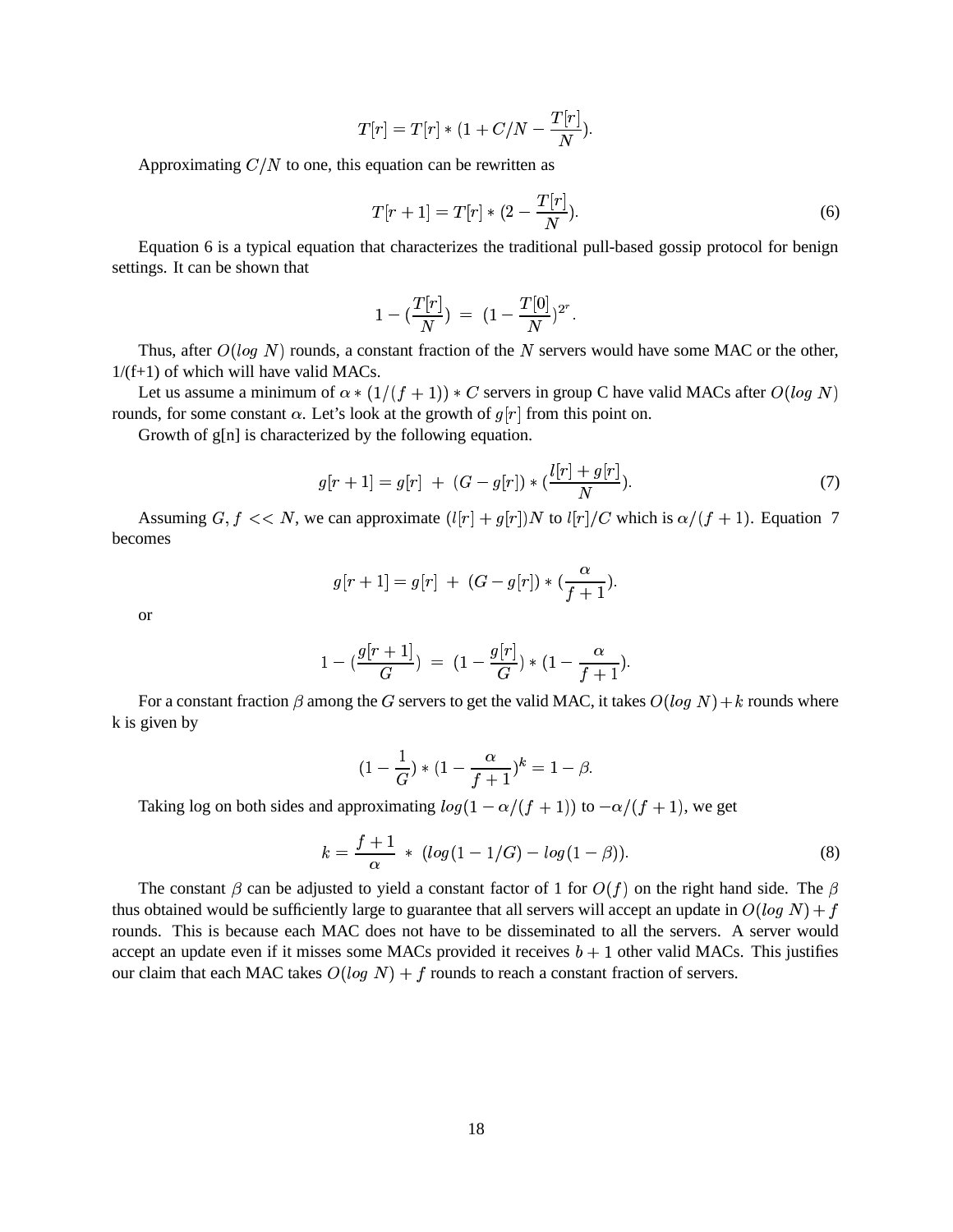$$T[r] = T[r] * (1 + C/N - \frac{T[r]}{N}).$$

Approximating $C/N$ to one, this equation can be rewritten as

$$T[r+1] = T[r] * (2 - \frac{T[r]}{N}). \tag{6}$$

Equation 6 is a typical equation that characterizes the traditional pull-based gossip protocol for benign settings. It can be shown that

$$1 - (\frac{T[r]}{N}) \ = \ (1 - \frac{T[0]}{N})^{2^r}.$$

Thus, after $O(log\ N)$ rounds, a constant fraction of the $N$ servers would have some MAC or the other, 1/(f+1) of which will have valid MACs.

Let us assume a minimum of $\alpha * (1/(f+1)) * C$ servers in group C have valid MACs after $O(log\ N)$ rounds, for some constant $\alpha$. Let's look at the growth of $g[r]$ from this point on.

Growth of g[n] is characterized by the following equation.

$$g[r+1] = g[r] \ + \ (G - g[r]) * (\frac{l[r] + g[r]}{N}). \tag{7}$$

Assuming $G, f << N$, we can approximate $(l[r] + g[r])N$ to $l[r]/C$ which is $\alpha/(f+1)$. Equation 7 becomes

$$g[r+1] = g[r] \ + \ (G - g[r]) * (\frac{\alpha}{f+1}).$$

or

$$1 - (\frac{g[r+1]}{G}) \ = \ (1 - \frac{g[r]}{G}) * (1 - \frac{\alpha}{f+1}).$$

For a constant fraction $\beta$ among the $G$ servers to get the valid MAC, it takes $O(log\ N) + k$ rounds where k is given by

$$(1 - \frac{1}{G}) * (1 - \frac{\alpha}{f+1})^k = 1 - \beta.$$

Taking log on both sides and approximating $log(1 - \alpha/(f+1))$ to $-\alpha/(f+1)$, we get

$$k = \frac{f+1}{\alpha} \ * \ (log(1 - 1/G) - log(1 - \beta)). \tag{8}$$

The constant $\beta$ can be adjusted to yield a constant factor of 1 for $O(f)$ on the right hand side. The $\beta$ thus obtained would be sufficiently large to guarantee that all servers will accept an update in $O(log\ N) + f$ rounds. This is because each MAC does not have to be disseminated to all the servers. A server would accept an update even if it misses some MACs provided it receives $b + 1$ other valid MACs. This justifies our claim that each MAC takes $O(log\ N) + f$ rounds to reach a constant fraction of servers.